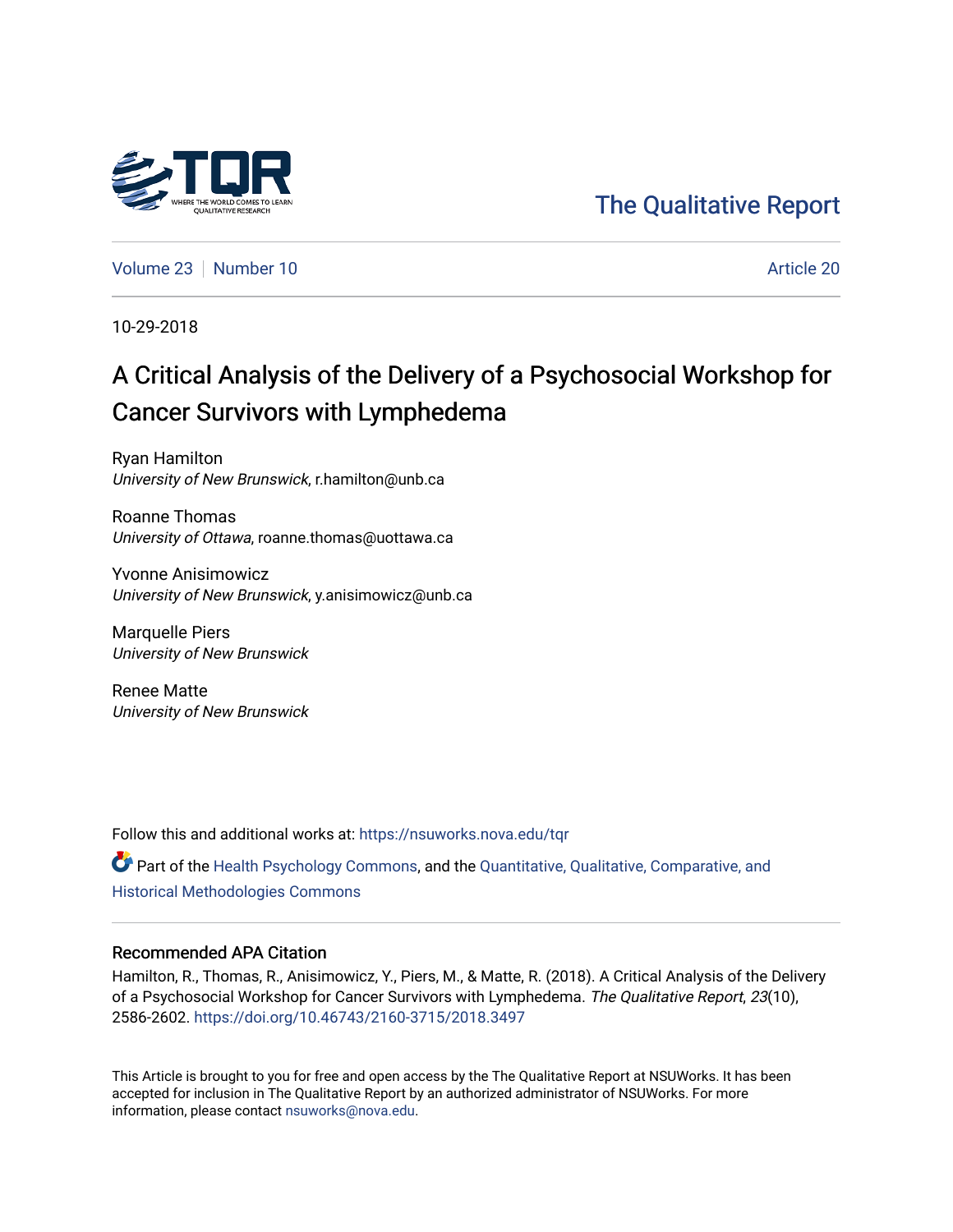The Qualitative Report

Volume 23 | Number 10 | Article 20

10-29-2018

# A Critical Analysis of the Delivery of a Psychosocial Workshop for Cancer Survivors with Lymphedema

Ryan Hamilton
*University of New Brunswick*, r.hamilton@unb.ca

Roanne Thomas
*University of Ottawa*, roanne.thomas@uottawa.ca

Yvonne Anisimowicz
*University of New Brunswick*, y.anisimowicz@unb.ca

Marquelle Piers
*University of New Brunswick*

Renee Matte
*University of New Brunswick*

Follow this and additional works at: https://nsuworks.nova.edu/tqr

Part of the Health Psychology Commons, and the Quantitative, Qualitative, Comparative, and Historical Methodologies Commons

## Recommended APA Citation

Hamilton, R., Thomas, R., Anisimowicz, Y., Piers, M., & Matte, R. (2018). A Critical Analysis of the Delivery of a Psychosocial Workshop for Cancer Survivors with Lymphedema. *The Qualitative Report*, *23*(10), 2586-2602. https://doi.org/10.46743/2160-3715/2018.3497

This Article is brought to you for free and open access by the The Qualitative Report at NSUWorks. It has been accepted for inclusion in The Qualitative Report by an authorized administrator of NSUWorks. For more information, please contact nsuworks@nova.edu.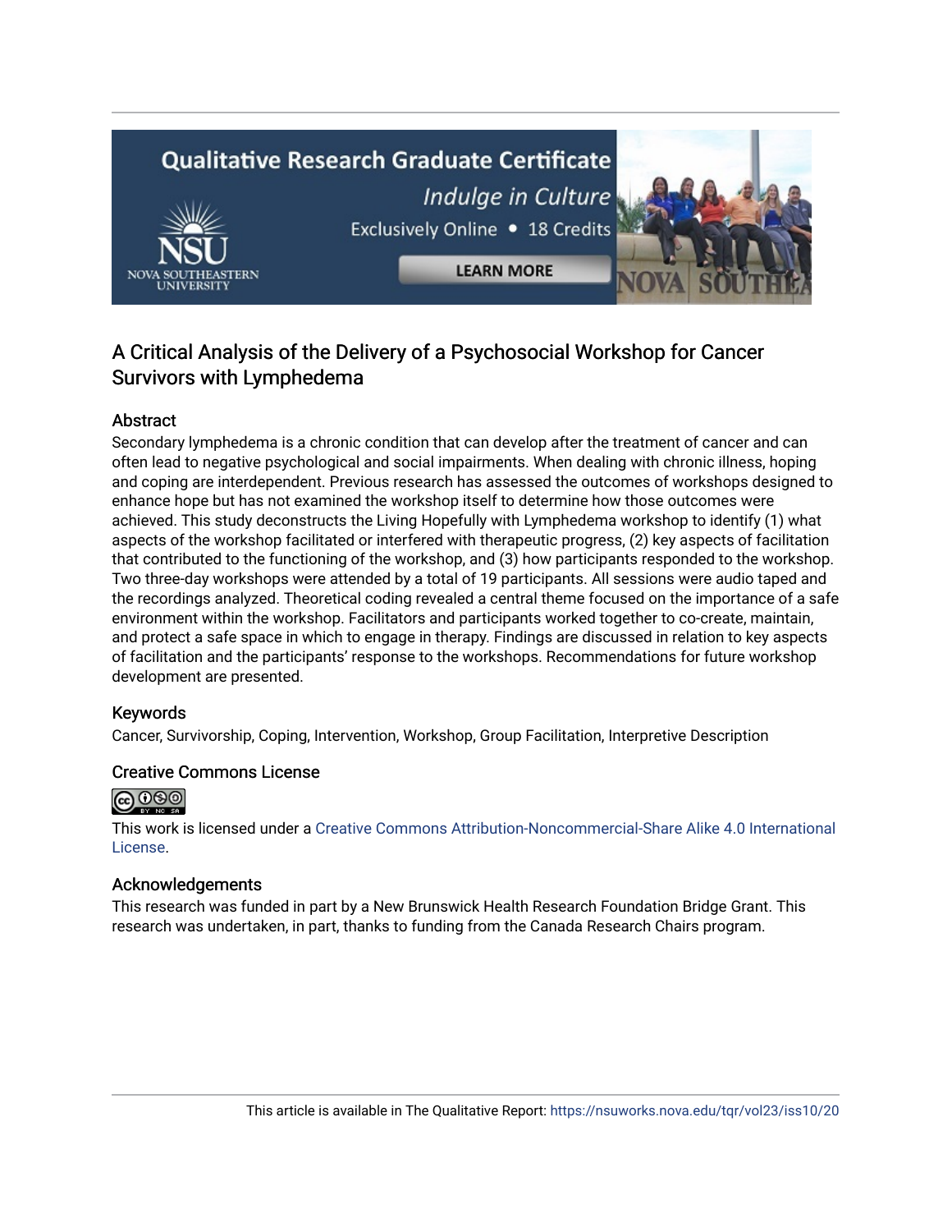# A Critical Analysis of the Delivery of a Psychosocial Workshop for Cancer Survivors with Lymphedema

## Abstract

Secondary lymphedema is a chronic condition that can develop after the treatment of cancer and can often lead to negative psychological and social impairments. When dealing with chronic illness, hoping and coping are interdependent. Previous research has assessed the outcomes of workshops designed to enhance hope but has not examined the workshop itself to determine how those outcomes were achieved. This study deconstructs the Living Hopefully with Lymphedema workshop to identify (1) what aspects of the workshop facilitated or interfered with therapeutic progress, (2) key aspects of facilitation that contributed to the functioning of the workshop, and (3) how participants responded to the workshop. Two three-day workshops were attended by a total of 19 participants. All sessions were audio taped and the recordings analyzed. Theoretical coding revealed a central theme focused on the importance of a safe environment within the workshop. Facilitators and participants worked together to co-create, maintain, and protect a safe space in which to engage in therapy. Findings are discussed in relation to key aspects of facilitation and the participants' response to the workshops. Recommendations for future workshop development are presented.

## Keywords

Cancer, Survivorship, Coping, Intervention, Workshop, Group Facilitation, Interpretive Description

## Creative Commons License

This work is licensed under a Creative Commons Attribution-Noncommercial-Share Alike 4.0 International License.

## Acknowledgements

This research was funded in part by a New Brunswick Health Research Foundation Bridge Grant. This research was undertaken, in part, thanks to funding from the Canada Research Chairs program.

This article is available in The Qualitative Report: https://nsuworks.nova.edu/tqr/vol23/iss10/20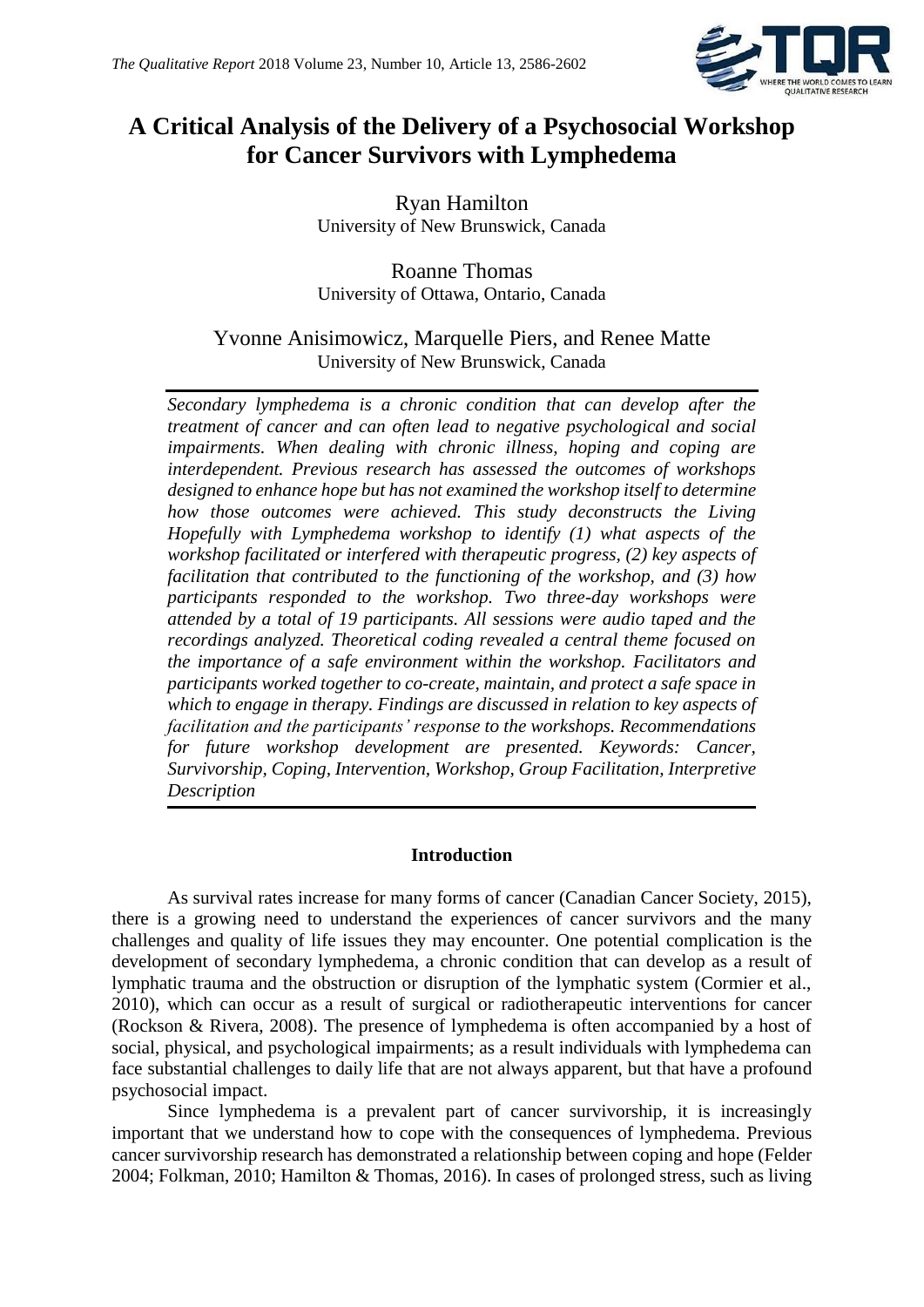# A Critical Analysis of the Delivery of a Psychosocial Workshop for Cancer Survivors with Lymphedema

Ryan Hamilton
University of New Brunswick, Canada

Roanne Thomas
University of Ottawa, Ontario, Canada

Yvonne Anisimowicz, Marquelle Piers, and Renee Matte
University of New Brunswick, Canada

*Secondary lymphedema is a chronic condition that can develop after the treatment of cancer and can often lead to negative psychological and social impairments. When dealing with chronic illness, hoping and coping are interdependent. Previous research has assessed the outcomes of workshops designed to enhance hope but has not examined the workshop itself to determine how those outcomes were achieved. This study deconstructs the Living Hopefully with Lymphedema workshop to identify (1) what aspects of the workshop facilitated or interfered with therapeutic progress, (2) key aspects of facilitation that contributed to the functioning of the workshop, and (3) how participants responded to the workshop. Two three-day workshops were attended by a total of 19 participants. All sessions were audio taped and the recordings analyzed. Theoretical coding revealed a central theme focused on the importance of a safe environment within the workshop. Facilitators and participants worked together to co-create, maintain, and protect a safe space in which to engage in therapy. Findings are discussed in relation to key aspects of facilitation and the participants' response to the workshops. Recommendations for future workshop development are presented. Keywords: Cancer, Survivorship, Coping, Intervention, Workshop, Group Facilitation, Interpretive Description*

## Introduction

As survival rates increase for many forms of cancer (Canadian Cancer Society, 2015), there is a growing need to understand the experiences of cancer survivors and the many challenges and quality of life issues they may encounter. One potential complication is the development of secondary lymphedema, a chronic condition that can develop as a result of lymphatic trauma and the obstruction or disruption of the lymphatic system (Cormier et al., 2010), which can occur as a result of surgical or radiotherapeutic interventions for cancer (Rockson & Rivera, 2008). The presence of lymphedema is often accompanied by a host of social, physical, and psychological impairments; as a result individuals with lymphedema can face substantial challenges to daily life that are not always apparent, but that have a profound psychosocial impact.

Since lymphedema is a prevalent part of cancer survivorship, it is increasingly important that we understand how to cope with the consequences of lymphedema. Previous cancer survivorship research has demonstrated a relationship between coping and hope (Felder 2004; Folkman, 2010; Hamilton & Thomas, 2016). In cases of prolonged stress, such as living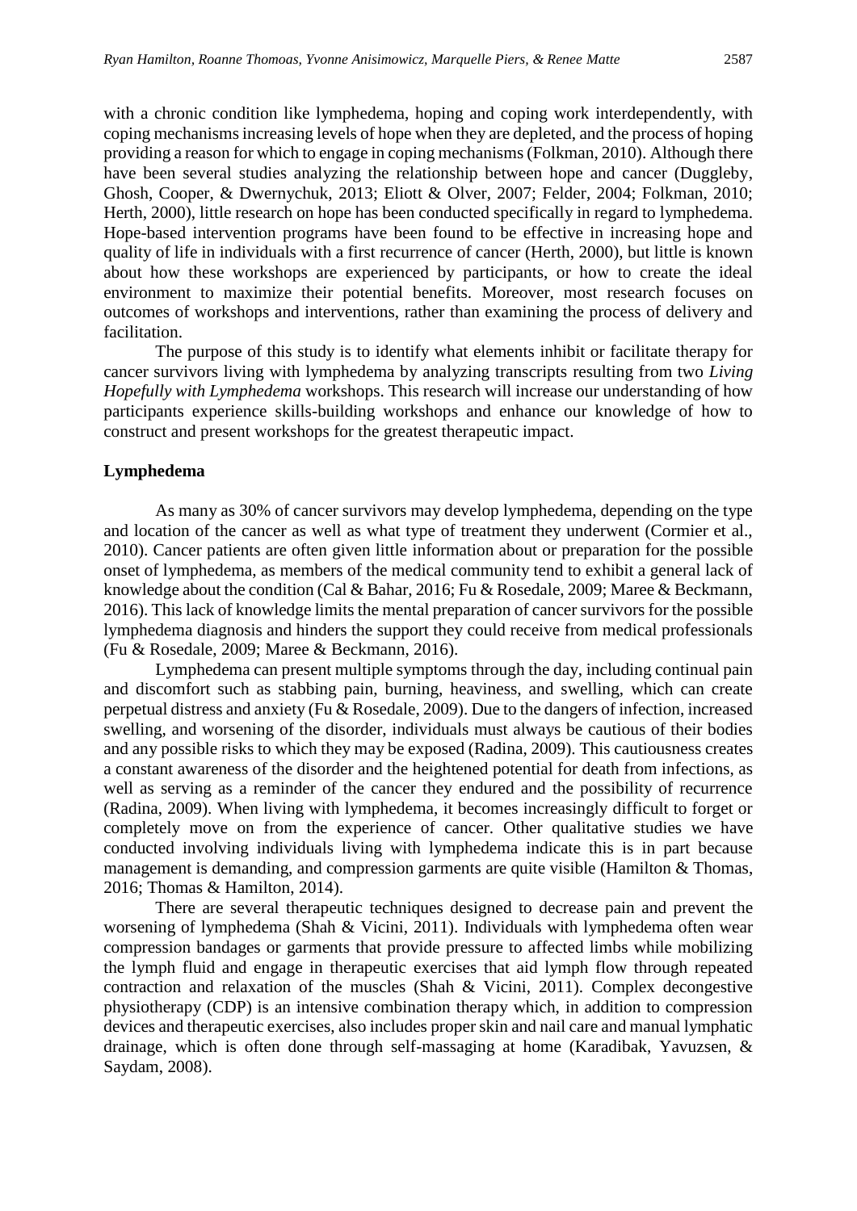with a chronic condition like lymphedema, hoping and coping work interdependently, with coping mechanisms increasing levels of hope when they are depleted, and the process of hoping providing a reason for which to engage in coping mechanisms (Folkman, 2010). Although there have been several studies analyzing the relationship between hope and cancer (Duggleby, Ghosh, Cooper, & Dwernychuk, 2013; Eliott & Olver, 2007; Felder, 2004; Folkman, 2010; Herth, 2000), little research on hope has been conducted specifically in regard to lymphedema. Hope-based intervention programs have been found to be effective in increasing hope and quality of life in individuals with a first recurrence of cancer (Herth, 2000), but little is known about how these workshops are experienced by participants, or how to create the ideal environment to maximize their potential benefits. Moreover, most research focuses on outcomes of workshops and interventions, rather than examining the process of delivery and facilitation.

The purpose of this study is to identify what elements inhibit or facilitate therapy for cancer survivors living with lymphedema by analyzing transcripts resulting from two *Living Hopefully with Lymphedema* workshops. This research will increase our understanding of how participants experience skills-building workshops and enhance our knowledge of how to construct and present workshops for the greatest therapeutic impact.

## Lymphedema

As many as 30% of cancer survivors may develop lymphedema, depending on the type and location of the cancer as well as what type of treatment they underwent (Cormier et al., 2010). Cancer patients are often given little information about or preparation for the possible onset of lymphedema, as members of the medical community tend to exhibit a general lack of knowledge about the condition (Cal & Bahar, 2016; Fu & Rosedale, 2009; Maree & Beckmann, 2016). This lack of knowledge limits the mental preparation of cancer survivors for the possible lymphedema diagnosis and hinders the support they could receive from medical professionals (Fu & Rosedale, 2009; Maree & Beckmann, 2016).

Lymphedema can present multiple symptoms through the day, including continual pain and discomfort such as stabbing pain, burning, heaviness, and swelling, which can create perpetual distress and anxiety (Fu & Rosedale, 2009). Due to the dangers of infection, increased swelling, and worsening of the disorder, individuals must always be cautious of their bodies and any possible risks to which they may be exposed (Radina, 2009). This cautiousness creates a constant awareness of the disorder and the heightened potential for death from infections, as well as serving as a reminder of the cancer they endured and the possibility of recurrence (Radina, 2009). When living with lymphedema, it becomes increasingly difficult to forget or completely move on from the experience of cancer. Other qualitative studies we have conducted involving individuals living with lymphedema indicate this is in part because management is demanding, and compression garments are quite visible (Hamilton & Thomas, 2016; Thomas & Hamilton, 2014).

There are several therapeutic techniques designed to decrease pain and prevent the worsening of lymphedema (Shah & Vicini, 2011). Individuals with lymphedema often wear compression bandages or garments that provide pressure to affected limbs while mobilizing the lymph fluid and engage in therapeutic exercises that aid lymph flow through repeated contraction and relaxation of the muscles (Shah & Vicini, 2011). Complex decongestive physiotherapy (CDP) is an intensive combination therapy which, in addition to compression devices and therapeutic exercises, also includes proper skin and nail care and manual lymphatic drainage, which is often done through self-massaging at home (Karadibak, Yavuzsen, & Saydam, 2008).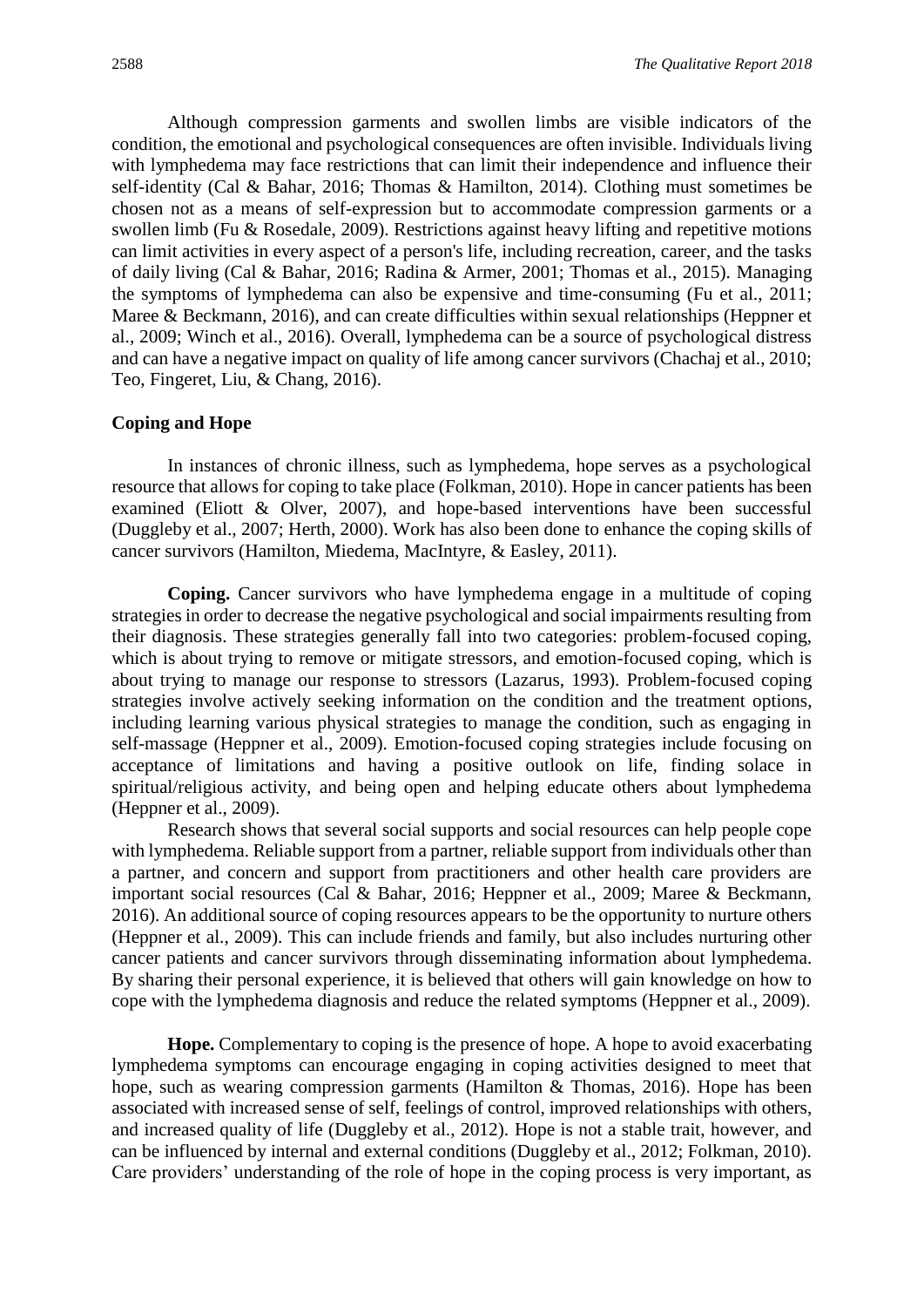Although compression garments and swollen limbs are visible indicators of the condition, the emotional and psychological consequences are often invisible. Individuals living with lymphedema may face restrictions that can limit their independence and influence their self-identity (Cal & Bahar, 2016; Thomas & Hamilton, 2014). Clothing must sometimes be chosen not as a means of self-expression but to accommodate compression garments or a swollen limb (Fu & Rosedale, 2009). Restrictions against heavy lifting and repetitive motions can limit activities in every aspect of a person's life, including recreation, career, and the tasks of daily living (Cal & Bahar, 2016; Radina & Armer, 2001; Thomas et al., 2015). Managing the symptoms of lymphedema can also be expensive and time-consuming (Fu et al., 2011; Maree & Beckmann, 2016), and can create difficulties within sexual relationships (Heppner et al., 2009; Winch et al., 2016). Overall, lymphedema can be a source of psychological distress and can have a negative impact on quality of life among cancer survivors (Chachaj et al., 2010; Teo, Fingeret, Liu, & Chang, 2016).

## Coping and Hope

In instances of chronic illness, such as lymphedema, hope serves as a psychological resource that allows for coping to take place (Folkman, 2010). Hope in cancer patients has been examined (Eliott & Olver, 2007), and hope-based interventions have been successful (Duggleby et al., 2007; Herth, 2000). Work has also been done to enhance the coping skills of cancer survivors (Hamilton, Miedema, MacIntyre, & Easley, 2011).

**Coping.** Cancer survivors who have lymphedema engage in a multitude of coping strategies in order to decrease the negative psychological and social impairments resulting from their diagnosis. These strategies generally fall into two categories: problem-focused coping, which is about trying to remove or mitigate stressors, and emotion-focused coping, which is about trying to manage our response to stressors (Lazarus, 1993). Problem-focused coping strategies involve actively seeking information on the condition and the treatment options, including learning various physical strategies to manage the condition, such as engaging in self-massage (Heppner et al., 2009). Emotion-focused coping strategies include focusing on acceptance of limitations and having a positive outlook on life, finding solace in spiritual/religious activity, and being open and helping educate others about lymphedema (Heppner et al., 2009).

Research shows that several social supports and social resources can help people cope with lymphedema. Reliable support from a partner, reliable support from individuals other than a partner, and concern and support from practitioners and other health care providers are important social resources (Cal & Bahar, 2016; Heppner et al., 2009; Maree & Beckmann, 2016). An additional source of coping resources appears to be the opportunity to nurture others (Heppner et al., 2009). This can include friends and family, but also includes nurturing other cancer patients and cancer survivors through disseminating information about lymphedema. By sharing their personal experience, it is believed that others will gain knowledge on how to cope with the lymphedema diagnosis and reduce the related symptoms (Heppner et al., 2009).

**Hope.** Complementary to coping is the presence of hope. A hope to avoid exacerbating lymphedema symptoms can encourage engaging in coping activities designed to meet that hope, such as wearing compression garments (Hamilton & Thomas, 2016). Hope has been associated with increased sense of self, feelings of control, improved relationships with others, and increased quality of life (Duggleby et al., 2012). Hope is not a stable trait, however, and can be influenced by internal and external conditions (Duggleby et al., 2012; Folkman, 2010). Care providers' understanding of the role of hope in the coping process is very important, as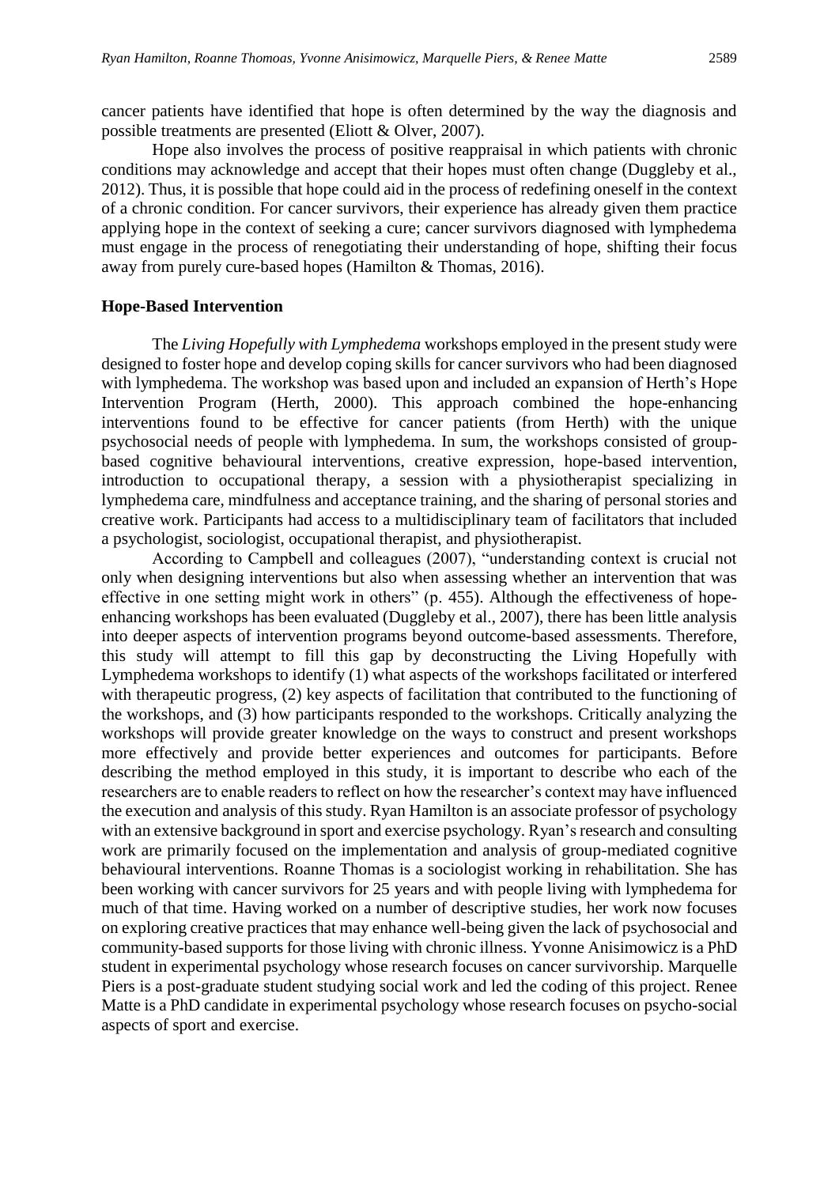cancer patients have identified that hope is often determined by the way the diagnosis and possible treatments are presented (Eliott & Olver, 2007).

Hope also involves the process of positive reappraisal in which patients with chronic conditions may acknowledge and accept that their hopes must often change (Duggleby et al., 2012). Thus, it is possible that hope could aid in the process of redefining oneself in the context of a chronic condition. For cancer survivors, their experience has already given them practice applying hope in the context of seeking a cure; cancer survivors diagnosed with lymphedema must engage in the process of renegotiating their understanding of hope, shifting their focus away from purely cure-based hopes (Hamilton & Thomas, 2016).

### Hope-Based Intervention

The *Living Hopefully with Lymphedema* workshops employed in the present study were designed to foster hope and develop coping skills for cancer survivors who had been diagnosed with lymphedema. The workshop was based upon and included an expansion of Herth's Hope Intervention Program (Herth, 2000). This approach combined the hope-enhancing interventions found to be effective for cancer patients (from Herth) with the unique psychosocial needs of people with lymphedema. In sum, the workshops consisted of group-based cognitive behavioural interventions, creative expression, hope-based intervention, introduction to occupational therapy, a session with a physiotherapist specializing in lymphedema care, mindfulness and acceptance training, and the sharing of personal stories and creative work. Participants had access to a multidisciplinary team of facilitators that included a psychologist, sociologist, occupational therapist, and physiotherapist.

According to Campbell and colleagues (2007), "understanding context is crucial not only when designing interventions but also when assessing whether an intervention that was effective in one setting might work in others" (p. 455). Although the effectiveness of hope-enhancing workshops has been evaluated (Duggleby et al., 2007), there has been little analysis into deeper aspects of intervention programs beyond outcome-based assessments. Therefore, this study will attempt to fill this gap by deconstructing the Living Hopefully with Lymphedema workshops to identify (1) what aspects of the workshops facilitated or interfered with therapeutic progress, (2) key aspects of facilitation that contributed to the functioning of the workshops, and (3) how participants responded to the workshops. Critically analyzing the workshops will provide greater knowledge on the ways to construct and present workshops more effectively and provide better experiences and outcomes for participants. Before describing the method employed in this study, it is important to describe who each of the researchers are to enable readers to reflect on how the researcher's context may have influenced the execution and analysis of this study. Ryan Hamilton is an associate professor of psychology with an extensive background in sport and exercise psychology. Ryan's research and consulting work are primarily focused on the implementation and analysis of group-mediated cognitive behavioural interventions. Roanne Thomas is a sociologist working in rehabilitation. She has been working with cancer survivors for 25 years and with people living with lymphedema for much of that time. Having worked on a number of descriptive studies, her work now focuses on exploring creative practices that may enhance well-being given the lack of psychosocial and community-based supports for those living with chronic illness. Yvonne Anisimowicz is a PhD student in experimental psychology whose research focuses on cancer survivorship. Marquelle Piers is a post-graduate student studying social work and led the coding of this project. Renee Matte is a PhD candidate in experimental psychology whose research focuses on psycho-social aspects of sport and exercise.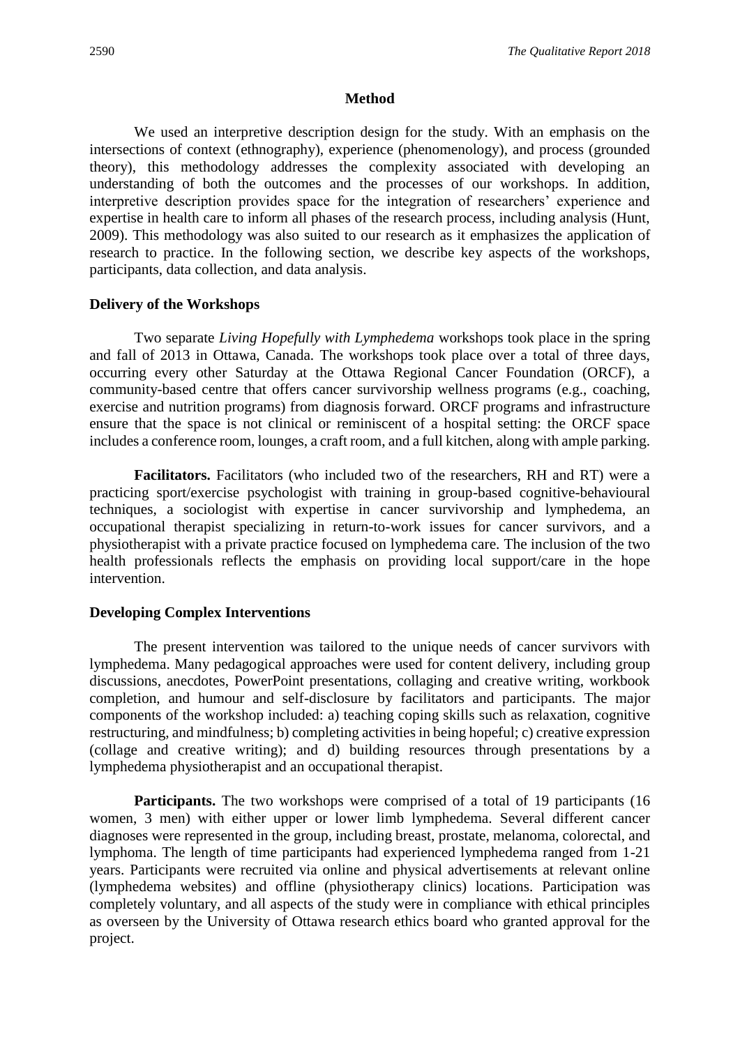## Method

We used an interpretive description design for the study. With an emphasis on the intersections of context (ethnography), experience (phenomenology), and process (grounded theory), this methodology addresses the complexity associated with developing an understanding of both the outcomes and the processes of our workshops. In addition, interpretive description provides space for the integration of researchers' experience and expertise in health care to inform all phases of the research process, including analysis (Hunt, 2009). This methodology was also suited to our research as it emphasizes the application of research to practice. In the following section, we describe key aspects of the workshops, participants, data collection, and data analysis.

### Delivery of the Workshops

Two separate *Living Hopefully with Lymphedema* workshops took place in the spring and fall of 2013 in Ottawa, Canada. The workshops took place over a total of three days, occurring every other Saturday at the Ottawa Regional Cancer Foundation (ORCF), a community-based centre that offers cancer survivorship wellness programs (e.g., coaching, exercise and nutrition programs) from diagnosis forward. ORCF programs and infrastructure ensure that the space is not clinical or reminiscent of a hospital setting: the ORCF space includes a conference room, lounges, a craft room, and a full kitchen, along with ample parking.

**Facilitators.** Facilitators (who included two of the researchers, RH and RT) were a practicing sport/exercise psychologist with training in group-based cognitive-behavioural techniques, a sociologist with expertise in cancer survivorship and lymphedema, an occupational therapist specializing in return-to-work issues for cancer survivors, and a physiotherapist with a private practice focused on lymphedema care. The inclusion of the two health professionals reflects the emphasis on providing local support/care in the hope intervention.

### Developing Complex Interventions

The present intervention was tailored to the unique needs of cancer survivors with lymphedema. Many pedagogical approaches were used for content delivery, including group discussions, anecdotes, PowerPoint presentations, collaging and creative writing, workbook completion, and humour and self-disclosure by facilitators and participants. The major components of the workshop included: a) teaching coping skills such as relaxation, cognitive restructuring, and mindfulness; b) completing activities in being hopeful; c) creative expression (collage and creative writing); and d) building resources through presentations by a lymphedema physiotherapist and an occupational therapist.

**Participants.** The two workshops were comprised of a total of 19 participants (16 women, 3 men) with either upper or lower limb lymphedema. Several different cancer diagnoses were represented in the group, including breast, prostate, melanoma, colorectal, and lymphoma. The length of time participants had experienced lymphedema ranged from 1-21 years. Participants were recruited via online and physical advertisements at relevant online (lymphedema websites) and offline (physiotherapy clinics) locations. Participation was completely voluntary, and all aspects of the study were in compliance with ethical principles as overseen by the University of Ottawa research ethics board who granted approval for the project.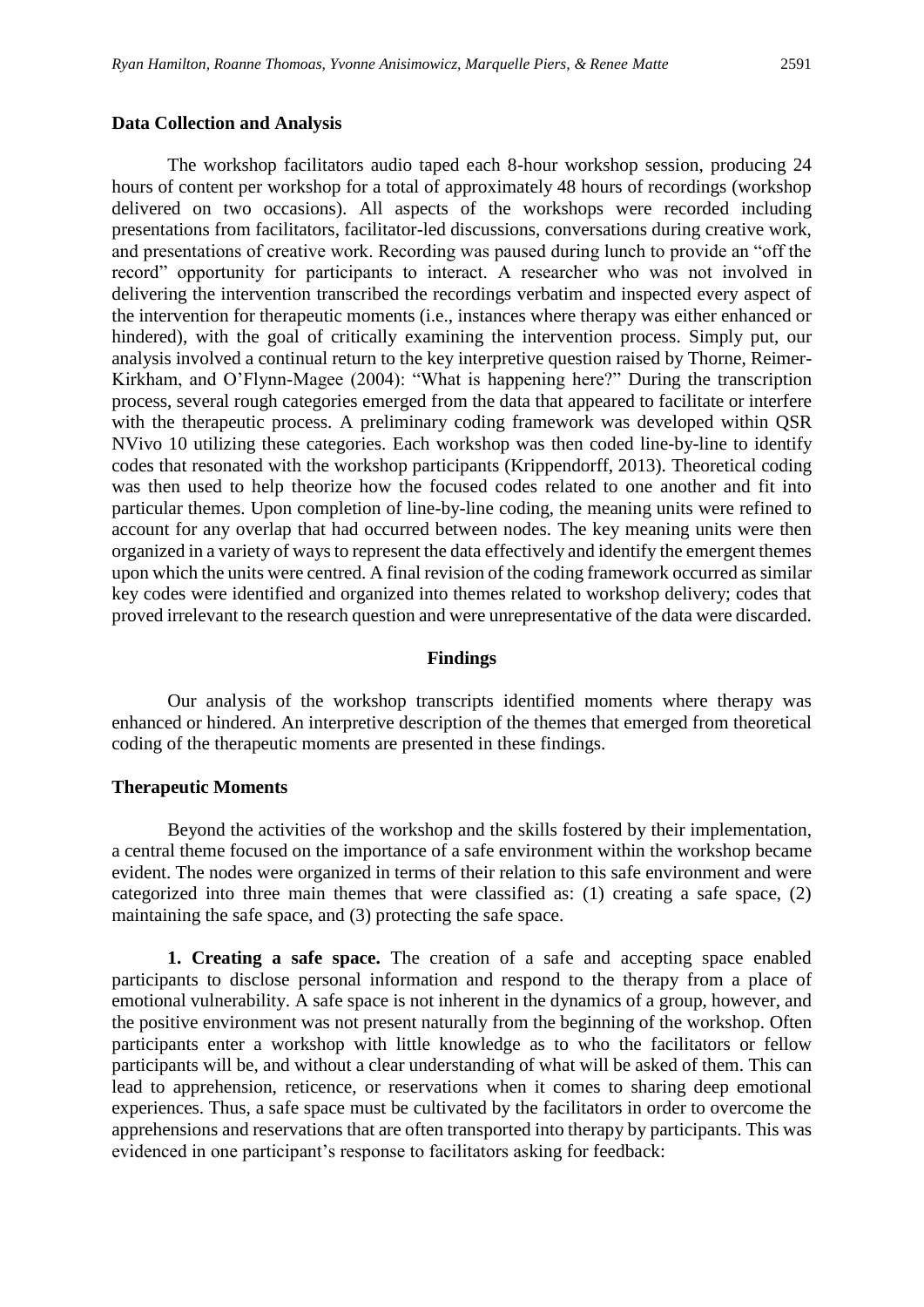### Data Collection and Analysis

The workshop facilitators audio taped each 8-hour workshop session, producing 24 hours of content per workshop for a total of approximately 48 hours of recordings (workshop delivered on two occasions). All aspects of the workshops were recorded including presentations from facilitators, facilitator-led discussions, conversations during creative work, and presentations of creative work. Recording was paused during lunch to provide an "off the record" opportunity for participants to interact. A researcher who was not involved in delivering the intervention transcribed the recordings verbatim and inspected every aspect of the intervention for therapeutic moments (i.e., instances where therapy was either enhanced or hindered), with the goal of critically examining the intervention process. Simply put, our analysis involved a continual return to the key interpretive question raised by Thorne, Reimer-Kirkham, and O'Flynn-Magee (2004): "What is happening here?" During the transcription process, several rough categories emerged from the data that appeared to facilitate or interfere with the therapeutic process. A preliminary coding framework was developed within QSR NVivo 10 utilizing these categories. Each workshop was then coded line-by-line to identify codes that resonated with the workshop participants (Krippendorff, 2013). Theoretical coding was then used to help theorize how the focused codes related to one another and fit into particular themes. Upon completion of line-by-line coding, the meaning units were refined to account for any overlap that had occurred between nodes. The key meaning units were then organized in a variety of ways to represent the data effectively and identify the emergent themes upon which the units were centred. A final revision of the coding framework occurred as similar key codes were identified and organized into themes related to workshop delivery; codes that proved irrelevant to the research question and were unrepresentative of the data were discarded.

## Findings

Our analysis of the workshop transcripts identified moments where therapy was enhanced or hindered. An interpretive description of the themes that emerged from theoretical coding of the therapeutic moments are presented in these findings.

### Therapeutic Moments

Beyond the activities of the workshop and the skills fostered by their implementation, a central theme focused on the importance of a safe environment within the workshop became evident. The nodes were organized in terms of their relation to this safe environment and were categorized into three main themes that were classified as: (1) creating a safe space, (2) maintaining the safe space, and (3) protecting the safe space.

**1. Creating a safe space.** The creation of a safe and accepting space enabled participants to disclose personal information and respond to the therapy from a place of emotional vulnerability. A safe space is not inherent in the dynamics of a group, however, and the positive environment was not present naturally from the beginning of the workshop. Often participants enter a workshop with little knowledge as to who the facilitators or fellow participants will be, and without a clear understanding of what will be asked of them. This can lead to apprehension, reticence, or reservations when it comes to sharing deep emotional experiences. Thus, a safe space must be cultivated by the facilitators in order to overcome the apprehensions and reservations that are often transported into therapy by participants. This was evidenced in one participant's response to facilitators asking for feedback: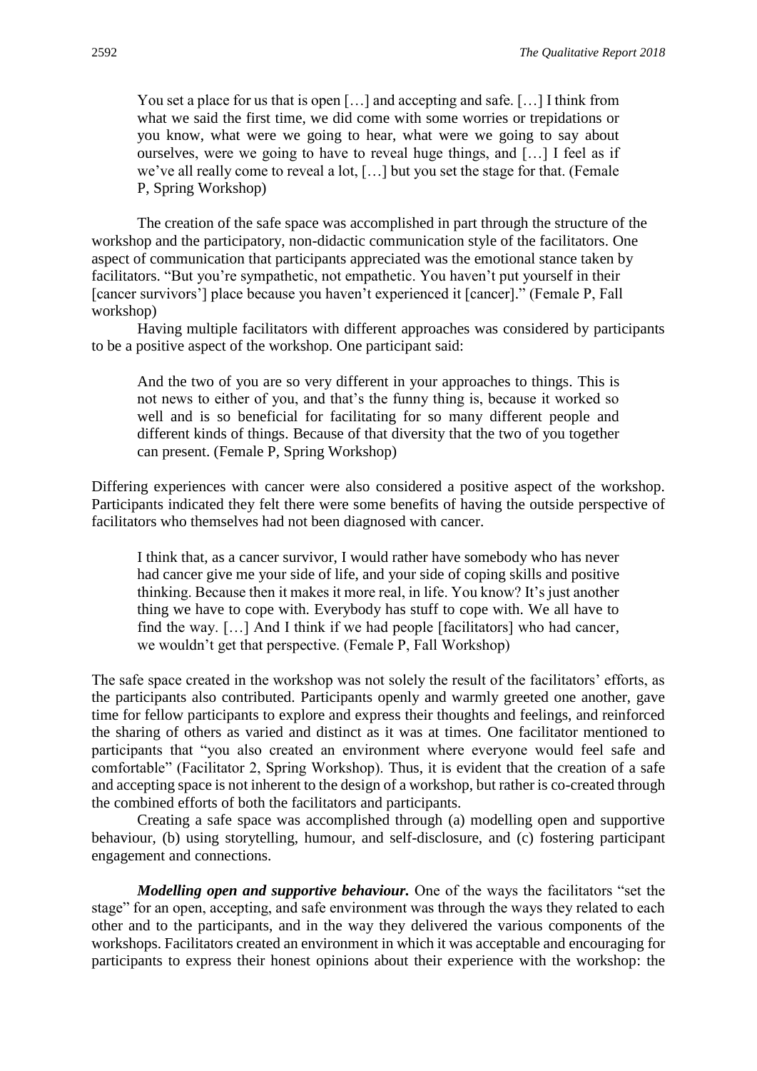> You set a place for us that is open […] and accepting and safe. […] I think from what we said the first time, we did come with some worries or trepidations or you know, what were we going to hear, what were we going to say about ourselves, were we going to have to reveal huge things, and […] I feel as if we've all really come to reveal a lot, […] but you set the stage for that. (Female P, Spring Workshop)

The creation of the safe space was accomplished in part through the structure of the workshop and the participatory, non-didactic communication style of the facilitators. One aspect of communication that participants appreciated was the emotional stance taken by facilitators. "But you're sympathetic, not empathetic. You haven't put yourself in their [cancer survivors'] place because you haven't experienced it [cancer]." (Female P, Fall workshop)

Having multiple facilitators with different approaches was considered by participants to be a positive aspect of the workshop. One participant said:

> And the two of you are so very different in your approaches to things. This is not news to either of you, and that's the funny thing is, because it worked so well and is so beneficial for facilitating for so many different people and different kinds of things. Because of that diversity that the two of you together can present. (Female P, Spring Workshop)

Differing experiences with cancer were also considered a positive aspect of the workshop. Participants indicated they felt there were some benefits of having the outside perspective of facilitators who themselves had not been diagnosed with cancer.

> I think that, as a cancer survivor, I would rather have somebody who has never had cancer give me your side of life, and your side of coping skills and positive thinking. Because then it makes it more real, in life. You know? It's just another thing we have to cope with. Everybody has stuff to cope with. We all have to find the way. […] And I think if we had people [facilitators] who had cancer, we wouldn't get that perspective. (Female P, Fall Workshop)

The safe space created in the workshop was not solely the result of the facilitators' efforts, as the participants also contributed. Participants openly and warmly greeted one another, gave time for fellow participants to explore and express their thoughts and feelings, and reinforced the sharing of others as varied and distinct as it was at times. One facilitator mentioned to participants that "you also created an environment where everyone would feel safe and comfortable" (Facilitator 2, Spring Workshop). Thus, it is evident that the creation of a safe and accepting space is not inherent to the design of a workshop, but rather is co-created through the combined efforts of both the facilitators and participants.

Creating a safe space was accomplished through (a) modelling open and supportive behaviour, (b) using storytelling, humour, and self-disclosure, and (c) fostering participant engagement and connections.

***Modelling open and supportive behaviour.*** One of the ways the facilitators "set the stage" for an open, accepting, and safe environment was through the ways they related to each other and to the participants, and in the way they delivered the various components of the workshops. Facilitators created an environment in which it was acceptable and encouraging for participants to express their honest opinions about their experience with the workshop: the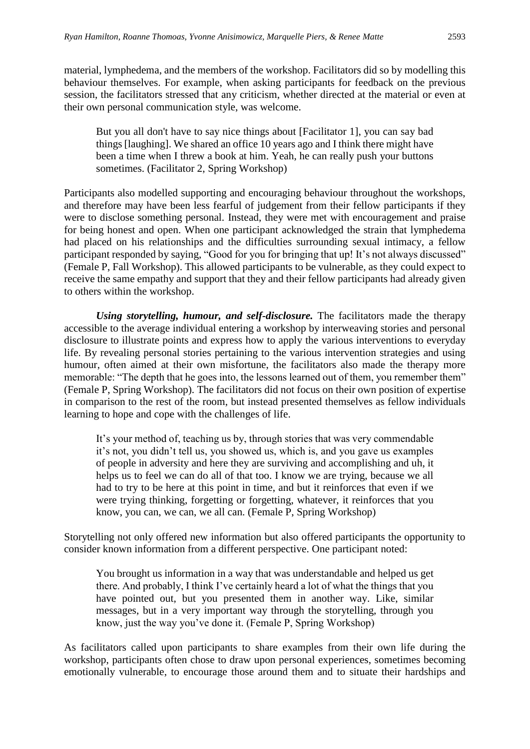material, lymphedema, and the members of the workshop. Facilitators did so by modelling this behaviour themselves. For example, when asking participants for feedback on the previous session, the facilitators stressed that any criticism, whether directed at the material or even at their own personal communication style, was welcome.

> But you all don't have to say nice things about [Facilitator 1], you can say bad things [laughing]. We shared an office 10 years ago and I think there might have been a time when I threw a book at him. Yeah, he can really push your buttons sometimes. (Facilitator 2, Spring Workshop)

Participants also modelled supporting and encouraging behaviour throughout the workshops, and therefore may have been less fearful of judgement from their fellow participants if they were to disclose something personal. Instead, they were met with encouragement and praise for being honest and open. When one participant acknowledged the strain that lymphedema had placed on his relationships and the difficulties surrounding sexual intimacy, a fellow participant responded by saying, "Good for you for bringing that up! It's not always discussed" (Female P, Fall Workshop). This allowed participants to be vulnerable, as they could expect to receive the same empathy and support that they and their fellow participants had already given to others within the workshop.

***Using storytelling, humour, and self-disclosure.*** The facilitators made the therapy accessible to the average individual entering a workshop by interweaving stories and personal disclosure to illustrate points and express how to apply the various interventions to everyday life. By revealing personal stories pertaining to the various intervention strategies and using humour, often aimed at their own misfortune, the facilitators also made the therapy more memorable: "The depth that he goes into, the lessons learned out of them, you remember them" (Female P, Spring Workshop). The facilitators did not focus on their own position of expertise in comparison to the rest of the room, but instead presented themselves as fellow individuals learning to hope and cope with the challenges of life.

> It's your method of, teaching us by, through stories that was very commendable it's not, you didn't tell us, you showed us, which is, and you gave us examples of people in adversity and here they are surviving and accomplishing and uh, it helps us to feel we can do all of that too. I know we are trying, because we all had to try to be here at this point in time, and but it reinforces that even if we were trying thinking, forgetting or forgetting, whatever, it reinforces that you know, you can, we can, we all can. (Female P, Spring Workshop)

Storytelling not only offered new information but also offered participants the opportunity to consider known information from a different perspective. One participant noted:

> You brought us information in a way that was understandable and helped us get there. And probably, I think I've certainly heard a lot of what the things that you have pointed out, but you presented them in another way. Like, similar messages, but in a very important way through the storytelling, through you know, just the way you've done it. (Female P, Spring Workshop)

As facilitators called upon participants to share examples from their own life during the workshop, participants often chose to draw upon personal experiences, sometimes becoming emotionally vulnerable, to encourage those around them and to situate their hardships and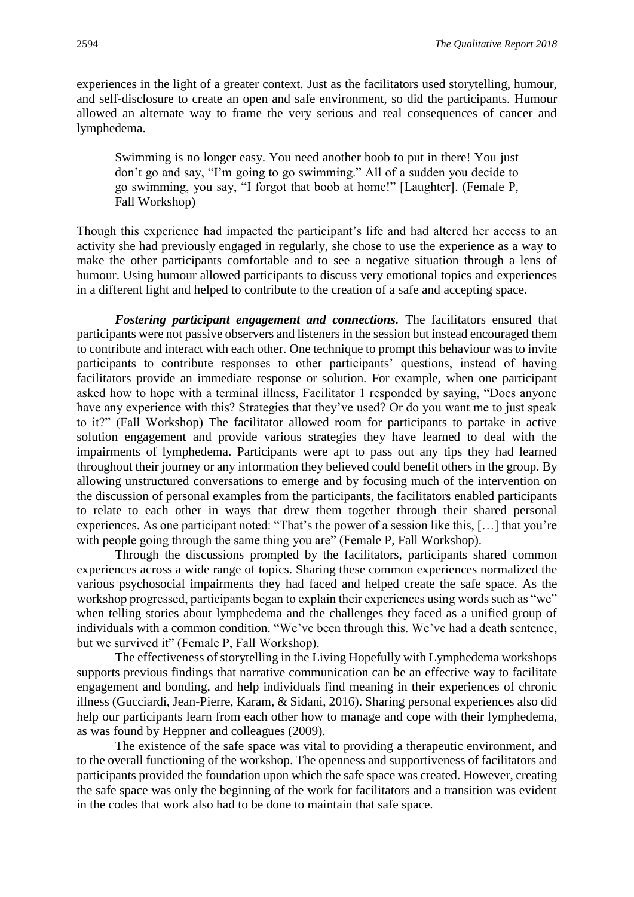experiences in the light of a greater context. Just as the facilitators used storytelling, humour, and self-disclosure to create an open and safe environment, so did the participants. Humour allowed an alternate way to frame the very serious and real consequences of cancer and lymphedema.

> Swimming is no longer easy. You need another boob to put in there! You just don't go and say, "I'm going to go swimming." All of a sudden you decide to go swimming, you say, "I forgot that boob at home!" [Laughter]. (Female P, Fall Workshop)

Though this experience had impacted the participant's life and had altered her access to an activity she had previously engaged in regularly, she chose to use the experience as a way to make the other participants comfortable and to see a negative situation through a lens of humour. Using humour allowed participants to discuss very emotional topics and experiences in a different light and helped to contribute to the creation of a safe and accepting space.

***Fostering participant engagement and connections.*** The facilitators ensured that participants were not passive observers and listeners in the session but instead encouraged them to contribute and interact with each other. One technique to prompt this behaviour was to invite participants to contribute responses to other participants' questions, instead of having facilitators provide an immediate response or solution. For example, when one participant asked how to hope with a terminal illness, Facilitator 1 responded by saying, "Does anyone have any experience with this? Strategies that they've used? Or do you want me to just speak to it?" (Fall Workshop) The facilitator allowed room for participants to partake in active solution engagement and provide various strategies they have learned to deal with the impairments of lymphedema. Participants were apt to pass out any tips they had learned throughout their journey or any information they believed could benefit others in the group. By allowing unstructured conversations to emerge and by focusing much of the intervention on the discussion of personal examples from the participants, the facilitators enabled participants to relate to each other in ways that drew them together through their shared personal experiences. As one participant noted: "That's the power of a session like this, […] that you're with people going through the same thing you are" (Female P, Fall Workshop).

Through the discussions prompted by the facilitators, participants shared common experiences across a wide range of topics. Sharing these common experiences normalized the various psychosocial impairments they had faced and helped create the safe space. As the workshop progressed, participants began to explain their experiences using words such as "we" when telling stories about lymphedema and the challenges they faced as a unified group of individuals with a common condition. "We've been through this. We've had a death sentence, but we survived it" (Female P, Fall Workshop).

The effectiveness of storytelling in the Living Hopefully with Lymphedema workshops supports previous findings that narrative communication can be an effective way to facilitate engagement and bonding, and help individuals find meaning in their experiences of chronic illness (Gucciardi, Jean-Pierre, Karam, & Sidani, 2016). Sharing personal experiences also did help our participants learn from each other how to manage and cope with their lymphedema, as was found by Heppner and colleagues (2009).

The existence of the safe space was vital to providing a therapeutic environment, and to the overall functioning of the workshop. The openness and supportiveness of facilitators and participants provided the foundation upon which the safe space was created. However, creating the safe space was only the beginning of the work for facilitators and a transition was evident in the codes that work also had to be done to maintain that safe space.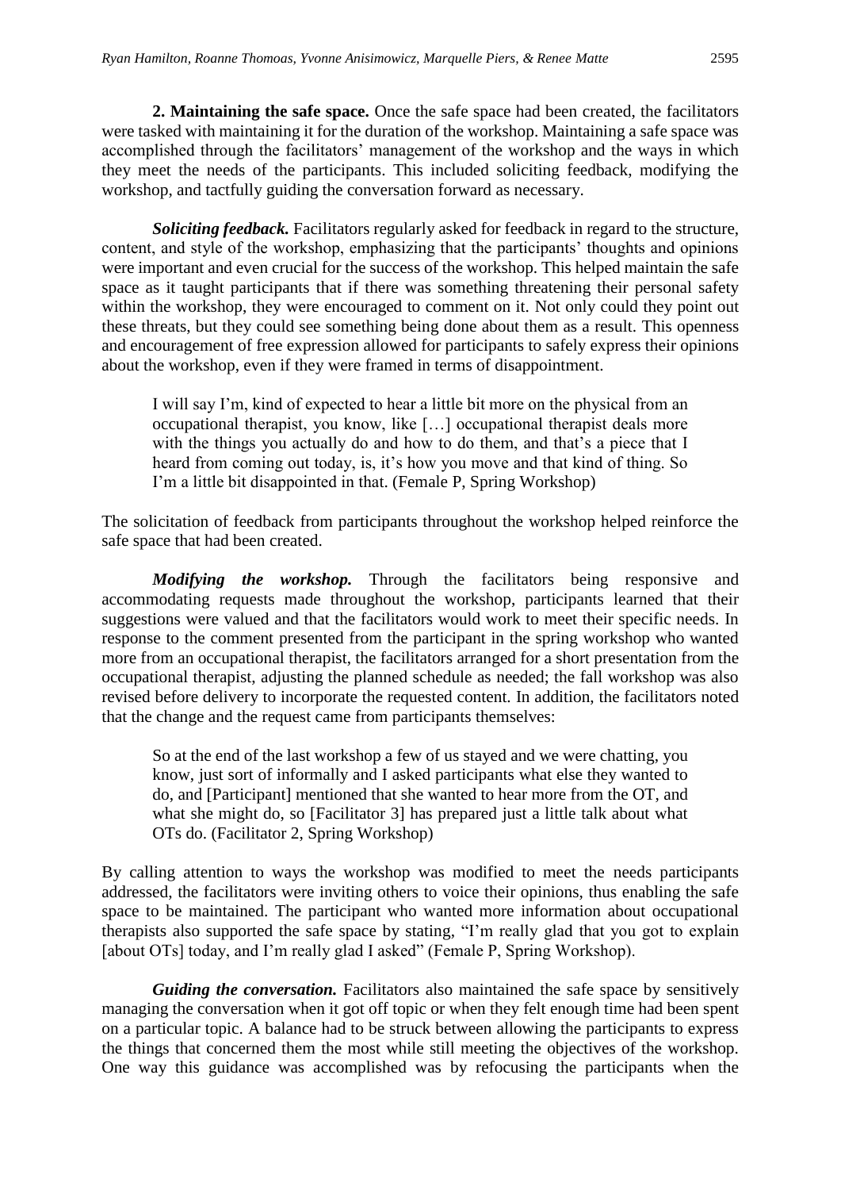**2. Maintaining the safe space.** Once the safe space had been created, the facilitators were tasked with maintaining it for the duration of the workshop. Maintaining a safe space was accomplished through the facilitators' management of the workshop and the ways in which they meet the needs of the participants. This included soliciting feedback, modifying the workshop, and tactfully guiding the conversation forward as necessary.

***Soliciting feedback.*** Facilitators regularly asked for feedback in regard to the structure, content, and style of the workshop, emphasizing that the participants' thoughts and opinions were important and even crucial for the success of the workshop. This helped maintain the safe space as it taught participants that if there was something threatening their personal safety within the workshop, they were encouraged to comment on it. Not only could they point out these threats, but they could see something being done about them as a result. This openness and encouragement of free expression allowed for participants to safely express their opinions about the workshop, even if they were framed in terms of disappointment.

> I will say I'm, kind of expected to hear a little bit more on the physical from an occupational therapist, you know, like […] occupational therapist deals more with the things you actually do and how to do them, and that's a piece that I heard from coming out today, is, it's how you move and that kind of thing. So I'm a little bit disappointed in that. (Female P, Spring Workshop)

The solicitation of feedback from participants throughout the workshop helped reinforce the safe space that had been created.

***Modifying the workshop.*** Through the facilitators being responsive and accommodating requests made throughout the workshop, participants learned that their suggestions were valued and that the facilitators would work to meet their specific needs. In response to the comment presented from the participant in the spring workshop who wanted more from an occupational therapist, the facilitators arranged for a short presentation from the occupational therapist, adjusting the planned schedule as needed; the fall workshop was also revised before delivery to incorporate the requested content. In addition, the facilitators noted that the change and the request came from participants themselves:

> So at the end of the last workshop a few of us stayed and we were chatting, you know, just sort of informally and I asked participants what else they wanted to do, and [Participant] mentioned that she wanted to hear more from the OT, and what she might do, so [Facilitator 3] has prepared just a little talk about what OTs do. (Facilitator 2, Spring Workshop)

By calling attention to ways the workshop was modified to meet the needs participants addressed, the facilitators were inviting others to voice their opinions, thus enabling the safe space to be maintained. The participant who wanted more information about occupational therapists also supported the safe space by stating, "I'm really glad that you got to explain [about OTs] today, and I'm really glad I asked" (Female P, Spring Workshop).

***Guiding the conversation.*** Facilitators also maintained the safe space by sensitively managing the conversation when it got off topic or when they felt enough time had been spent on a particular topic. A balance had to be struck between allowing the participants to express the things that concerned them the most while still meeting the objectives of the workshop. One way this guidance was accomplished was by refocusing the participants when the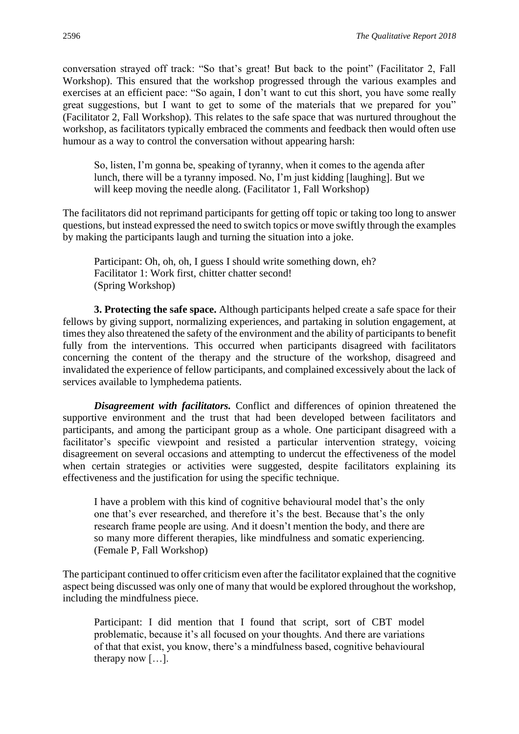conversation strayed off track: "So that's great! But back to the point" (Facilitator 2, Fall Workshop). This ensured that the workshop progressed through the various examples and exercises at an efficient pace: "So again, I don't want to cut this short, you have some really great suggestions, but I want to get to some of the materials that we prepared for you" (Facilitator 2, Fall Workshop). This relates to the safe space that was nurtured throughout the workshop, as facilitators typically embraced the comments and feedback then would often use humour as a way to control the conversation without appearing harsh:

> So, listen, I'm gonna be, speaking of tyranny, when it comes to the agenda after lunch, there will be a tyranny imposed. No, I'm just kidding [laughing]. But we will keep moving the needle along. (Facilitator 1, Fall Workshop)

The facilitators did not reprimand participants for getting off topic or taking too long to answer questions, but instead expressed the need to switch topics or move swiftly through the examples by making the participants laugh and turning the situation into a joke.

> Participant: Oh, oh, oh, I guess I should write something down, eh?
> Facilitator 1: Work first, chitter chatter second!
> (Spring Workshop)

**3. Protecting the safe space.** Although participants helped create a safe space for their fellows by giving support, normalizing experiences, and partaking in solution engagement, at times they also threatened the safety of the environment and the ability of participants to benefit fully from the interventions. This occurred when participants disagreed with facilitators concerning the content of the therapy and the structure of the workshop, disagreed and invalidated the experience of fellow participants, and complained excessively about the lack of services available to lymphedema patients.

***Disagreement with facilitators.*** Conflict and differences of opinion threatened the supportive environment and the trust that had been developed between facilitators and participants, and among the participant group as a whole. One participant disagreed with a facilitator's specific viewpoint and resisted a particular intervention strategy, voicing disagreement on several occasions and attempting to undercut the effectiveness of the model when certain strategies or activities were suggested, despite facilitators explaining its effectiveness and the justification for using the specific technique.

> I have a problem with this kind of cognitive behavioural model that's the only one that's ever researched, and therefore it's the best. Because that's the only research frame people are using. And it doesn't mention the body, and there are so many more different therapies, like mindfulness and somatic experiencing. (Female P, Fall Workshop)

The participant continued to offer criticism even after the facilitator explained that the cognitive aspect being discussed was only one of many that would be explored throughout the workshop, including the mindfulness piece.

> Participant: I did mention that I found that script, sort of CBT model problematic, because it's all focused on your thoughts. And there are variations of that that exist, you know, there's a mindfulness based, cognitive behavioural therapy now […].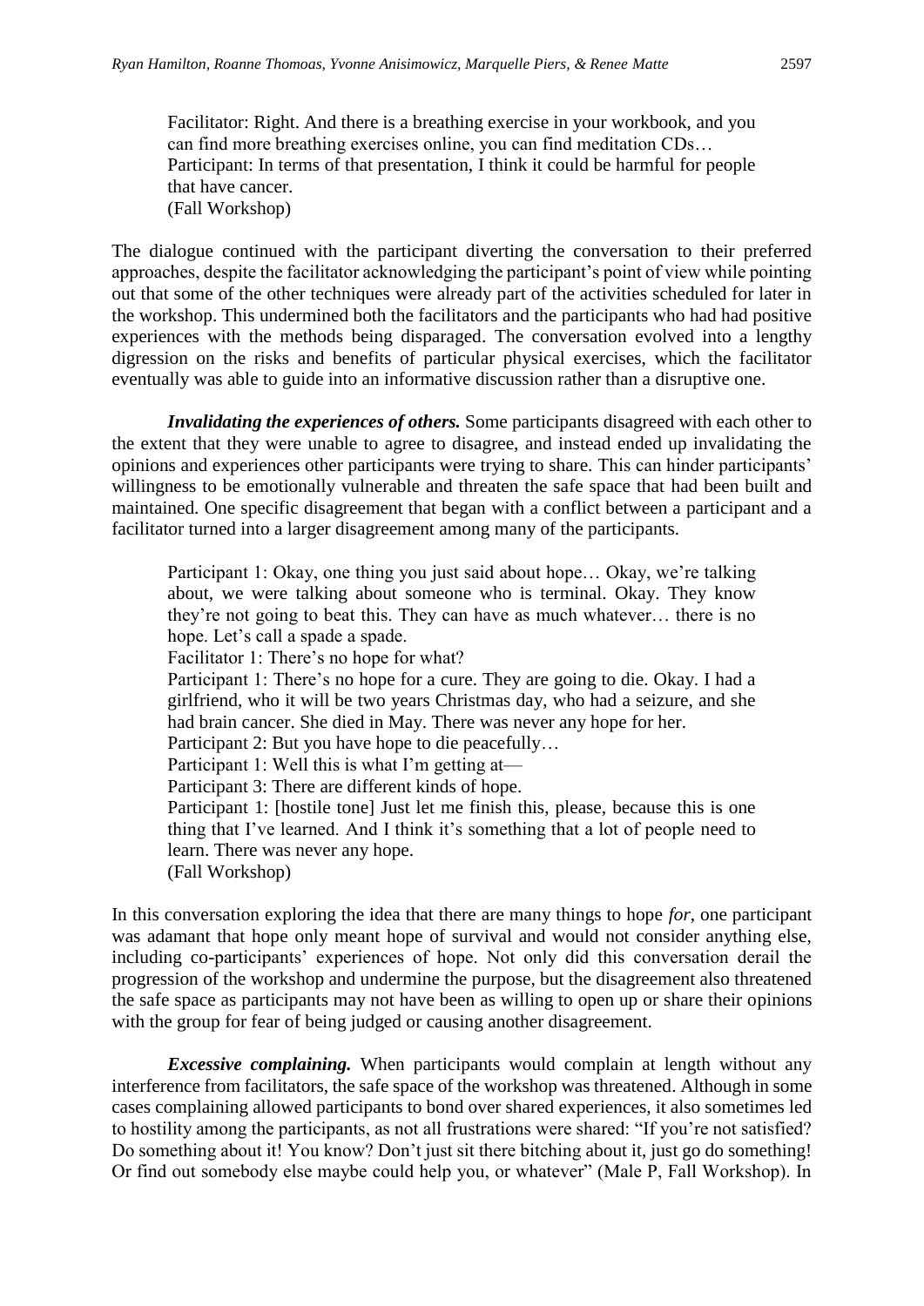> Facilitator: Right. And there is a breathing exercise in your workbook, and you can find more breathing exercises online, you can find meditation CDs…
> Participant: In terms of that presentation, I think it could be harmful for people that have cancer.
> (Fall Workshop)

The dialogue continued with the participant diverting the conversation to their preferred approaches, despite the facilitator acknowledging the participant's point of view while pointing out that some of the other techniques were already part of the activities scheduled for later in the workshop. This undermined both the facilitators and the participants who had had positive experiences with the methods being disparaged. The conversation evolved into a lengthy digression on the risks and benefits of particular physical exercises, which the facilitator eventually was able to guide into an informative discussion rather than a disruptive one.

***Invalidating the experiences of others.*** Some participants disagreed with each other to the extent that they were unable to agree to disagree, and instead ended up invalidating the opinions and experiences other participants were trying to share. This can hinder participants' willingness to be emotionally vulnerable and threaten the safe space that had been built and maintained. One specific disagreement that began with a conflict between a participant and a facilitator turned into a larger disagreement among many of the participants.

> Participant 1: Okay, one thing you just said about hope… Okay, we're talking about, we were talking about someone who is terminal. Okay. They know they're not going to beat this. They can have as much whatever… there is no hope. Let's call a spade a spade.
> Facilitator 1: There's no hope for what?
> Participant 1: There's no hope for a cure. They are going to die. Okay. I had a girlfriend, who it will be two years Christmas day, who had a seizure, and she had brain cancer. She died in May. There was never any hope for her.
> Participant 2: But you have hope to die peacefully…
> Participant 1: Well this is what I'm getting at—
> Participant 3: There are different kinds of hope.
> Participant 1: [hostile tone] Just let me finish this, please, because this is one thing that I've learned. And I think it's something that a lot of people need to learn. There was never any hope.
> (Fall Workshop)

In this conversation exploring the idea that there are many things to hope *for*, one participant was adamant that hope only meant hope of survival and would not consider anything else, including co-participants' experiences of hope. Not only did this conversation derail the progression of the workshop and undermine the purpose, but the disagreement also threatened the safe space as participants may not have been as willing to open up or share their opinions with the group for fear of being judged or causing another disagreement.

***Excessive complaining.*** When participants would complain at length without any interference from facilitators, the safe space of the workshop was threatened. Although in some cases complaining allowed participants to bond over shared experiences, it also sometimes led to hostility among the participants, as not all frustrations were shared: "If you're not satisfied? Do something about it! You know? Don't just sit there bitching about it, just go do something! Or find out somebody else maybe could help you, or whatever" (Male P, Fall Workshop). In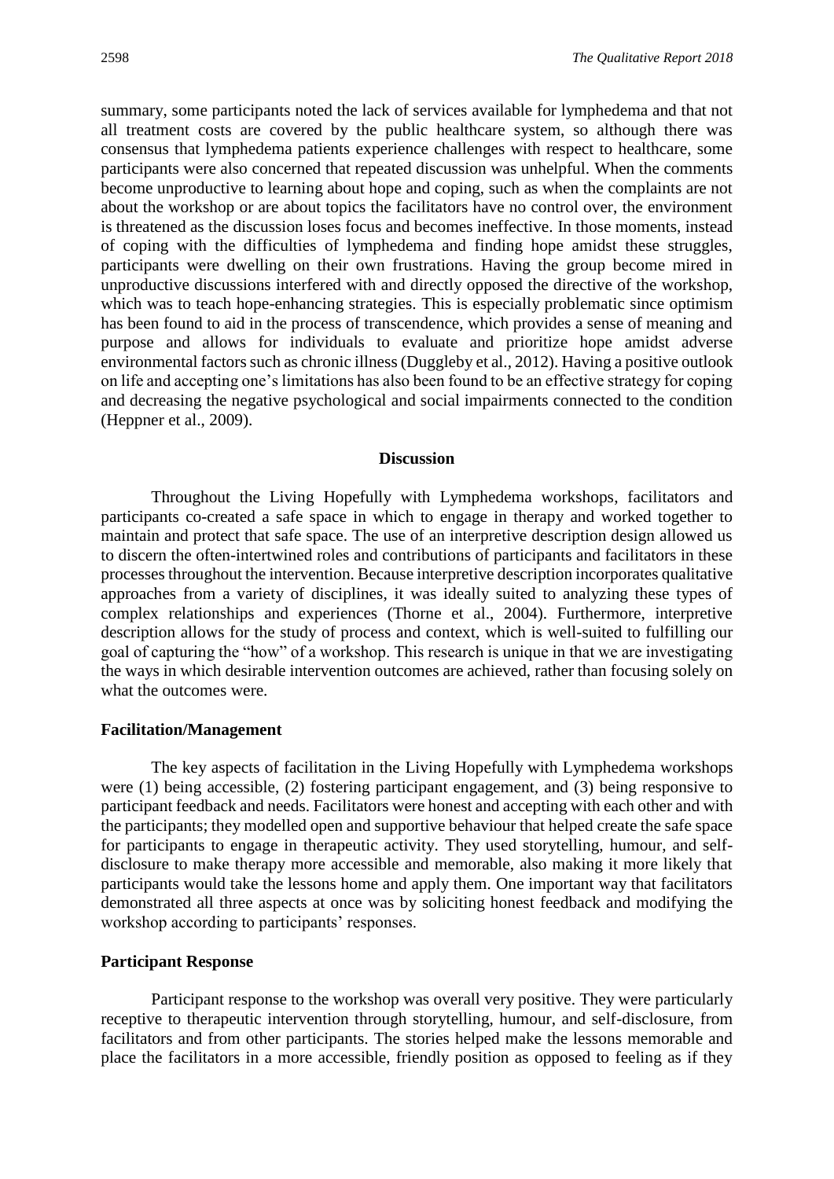summary, some participants noted the lack of services available for lymphedema and that not all treatment costs are covered by the public healthcare system, so although there was consensus that lymphedema patients experience challenges with respect to healthcare, some participants were also concerned that repeated discussion was unhelpful. When the comments become unproductive to learning about hope and coping, such as when the complaints are not about the workshop or are about topics the facilitators have no control over, the environment is threatened as the discussion loses focus and becomes ineffective. In those moments, instead of coping with the difficulties of lymphedema and finding hope amidst these struggles, participants were dwelling on their own frustrations. Having the group become mired in unproductive discussions interfered with and directly opposed the directive of the workshop, which was to teach hope-enhancing strategies. This is especially problematic since optimism has been found to aid in the process of transcendence, which provides a sense of meaning and purpose and allows for individuals to evaluate and prioritize hope amidst adverse environmental factors such as chronic illness (Duggleby et al., 2012). Having a positive outlook on life and accepting one's limitations has also been found to be an effective strategy for coping and decreasing the negative psychological and social impairments connected to the condition (Heppner et al., 2009).

## Discussion

Throughout the Living Hopefully with Lymphedema workshops, facilitators and participants co-created a safe space in which to engage in therapy and worked together to maintain and protect that safe space. The use of an interpretive description design allowed us to discern the often-intertwined roles and contributions of participants and facilitators in these processes throughout the intervention. Because interpretive description incorporates qualitative approaches from a variety of disciplines, it was ideally suited to analyzing these types of complex relationships and experiences (Thorne et al., 2004). Furthermore, interpretive description allows for the study of process and context, which is well-suited to fulfilling our goal of capturing the "how" of a workshop. This research is unique in that we are investigating the ways in which desirable intervention outcomes are achieved, rather than focusing solely on what the outcomes were.

### Facilitation/Management

The key aspects of facilitation in the Living Hopefully with Lymphedema workshops were (1) being accessible, (2) fostering participant engagement, and (3) being responsive to participant feedback and needs. Facilitators were honest and accepting with each other and with the participants; they modelled open and supportive behaviour that helped create the safe space for participants to engage in therapeutic activity. They used storytelling, humour, and self-disclosure to make therapy more accessible and memorable, also making it more likely that participants would take the lessons home and apply them. One important way that facilitators demonstrated all three aspects at once was by soliciting honest feedback and modifying the workshop according to participants' responses.

### Participant Response

Participant response to the workshop was overall very positive. They were particularly receptive to therapeutic intervention through storytelling, humour, and self-disclosure, from facilitators and from other participants. The stories helped make the lessons memorable and place the facilitators in a more accessible, friendly position as opposed to feeling as if they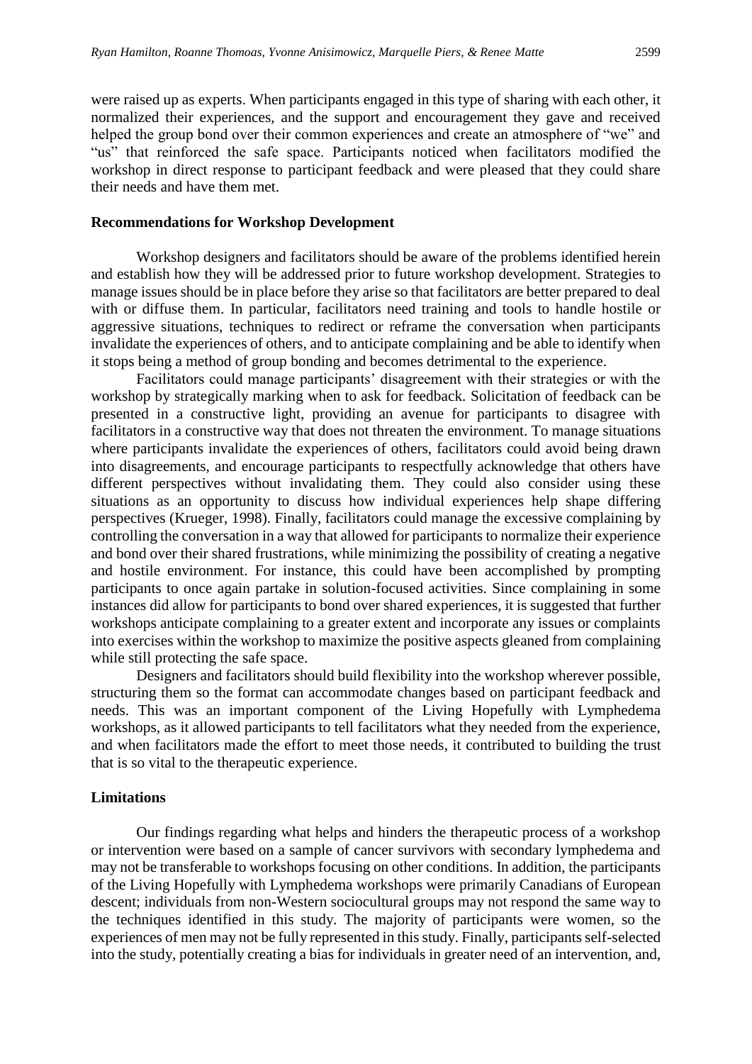were raised up as experts. When participants engaged in this type of sharing with each other, it normalized their experiences, and the support and encouragement they gave and received helped the group bond over their common experiences and create an atmosphere of "we" and "us" that reinforced the safe space. Participants noticed when facilitators modified the workshop in direct response to participant feedback and were pleased that they could share their needs and have them met.

### Recommendations for Workshop Development

Workshop designers and facilitators should be aware of the problems identified herein and establish how they will be addressed prior to future workshop development. Strategies to manage issues should be in place before they arise so that facilitators are better prepared to deal with or diffuse them. In particular, facilitators need training and tools to handle hostile or aggressive situations, techniques to redirect or reframe the conversation when participants invalidate the experiences of others, and to anticipate complaining and be able to identify when it stops being a method of group bonding and becomes detrimental to the experience.

Facilitators could manage participants' disagreement with their strategies or with the workshop by strategically marking when to ask for feedback. Solicitation of feedback can be presented in a constructive light, providing an avenue for participants to disagree with facilitators in a constructive way that does not threaten the environment. To manage situations where participants invalidate the experiences of others, facilitators could avoid being drawn into disagreements, and encourage participants to respectfully acknowledge that others have different perspectives without invalidating them. They could also consider using these situations as an opportunity to discuss how individual experiences help shape differing perspectives (Krueger, 1998). Finally, facilitators could manage the excessive complaining by controlling the conversation in a way that allowed for participants to normalize their experience and bond over their shared frustrations, while minimizing the possibility of creating a negative and hostile environment. For instance, this could have been accomplished by prompting participants to once again partake in solution-focused activities. Since complaining in some instances did allow for participants to bond over shared experiences, it is suggested that further workshops anticipate complaining to a greater extent and incorporate any issues or complaints into exercises within the workshop to maximize the positive aspects gleaned from complaining while still protecting the safe space.

Designers and facilitators should build flexibility into the workshop wherever possible, structuring them so the format can accommodate changes based on participant feedback and needs. This was an important component of the Living Hopefully with Lymphedema workshops, as it allowed participants to tell facilitators what they needed from the experience, and when facilitators made the effort to meet those needs, it contributed to building the trust that is so vital to the therapeutic experience.

### Limitations

Our findings regarding what helps and hinders the therapeutic process of a workshop or intervention were based on a sample of cancer survivors with secondary lymphedema and may not be transferable to workshops focusing on other conditions. In addition, the participants of the Living Hopefully with Lymphedema workshops were primarily Canadians of European descent; individuals from non-Western sociocultural groups may not respond the same way to the techniques identified in this study. The majority of participants were women, so the experiences of men may not be fully represented in this study. Finally, participants self-selected into the study, potentially creating a bias for individuals in greater need of an intervention, and,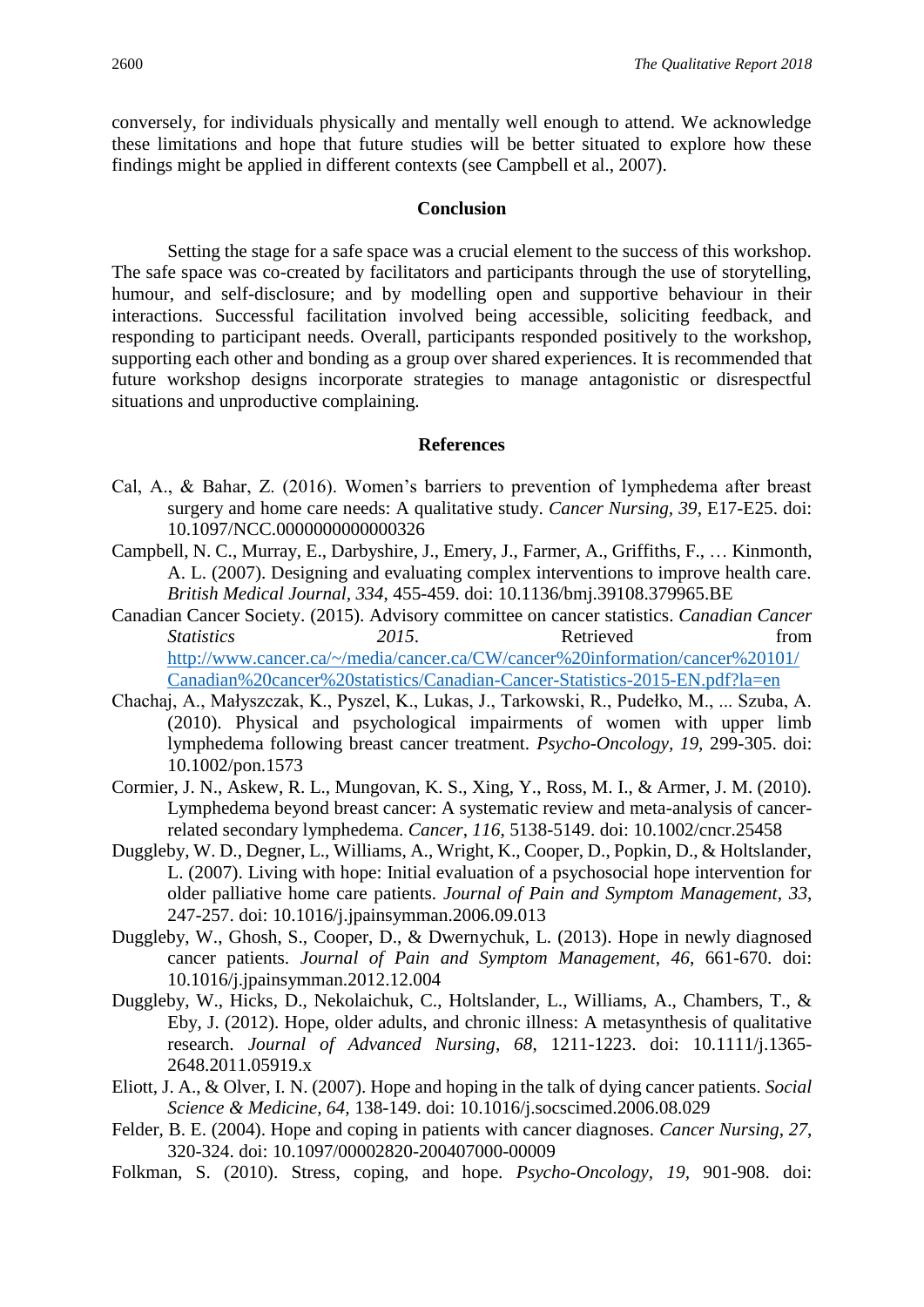conversely, for individuals physically and mentally well enough to attend. We acknowledge these limitations and hope that future studies will be better situated to explore how these findings might be applied in different contexts (see Campbell et al., 2007).

## Conclusion

Setting the stage for a safe space was a crucial element to the success of this workshop. The safe space was co-created by facilitators and participants through the use of storytelling, humour, and self-disclosure; and by modelling open and supportive behaviour in their interactions. Successful facilitation involved being accessible, soliciting feedback, and responding to participant needs. Overall, participants responded positively to the workshop, supporting each other and bonding as a group over shared experiences. It is recommended that future workshop designs incorporate strategies to manage antagonistic or disrespectful situations and unproductive complaining.

## References

Cal, A., & Bahar, Z. (2016). Women's barriers to prevention of lymphedema after breast surgery and home care needs: A qualitative study. *Cancer Nursing*, *39*, E17-E25. doi: 10.1097/NCC.0000000000000326

Campbell, N. C., Murray, E., Darbyshire, J., Emery, J., Farmer, A., Griffiths, F., … Kinmonth, A. L. (2007). Designing and evaluating complex interventions to improve health care. *British Medical Journal*, *334*, 455-459. doi: 10.1136/bmj.39108.379965.BE

Canadian Cancer Society. (2015). Advisory committee on cancer statistics. *Canadian Cancer Statistics 2015*. Retrieved from http://www.cancer.ca/~/media/cancer.ca/CW/cancer%20information/cancer%20101/Canadian%20cancer%20statistics/Canadian-Cancer-Statistics-2015-EN.pdf?la=en

Chachaj, A., Małyszczak, K., Pyszel, K., Lukas, J., Tarkowski, R., Pudełko, M., ... Szuba, A. (2010). Physical and psychological impairments of women with upper limb lymphedema following breast cancer treatment. *Psycho-Oncology, 19,* 299-305. doi: 10.1002/pon.1573

Cormier, J. N., Askew, R. L., Mungovan, K. S., Xing, Y., Ross, M. I., & Armer, J. M. (2010). Lymphedema beyond breast cancer: A systematic review and meta-analysis of cancer-related secondary lymphedema. *Cancer*, *116*, 5138-5149. doi: 10.1002/cncr.25458

Duggleby, W. D., Degner, L., Williams, A., Wright, K., Cooper, D., Popkin, D., & Holtslander, L. (2007). Living with hope: Initial evaluation of a psychosocial hope intervention for older palliative home care patients. *Journal of Pain and Symptom Management*, *33*, 247-257. doi: 10.1016/j.jpainsymman.2006.09.013

Duggleby, W., Ghosh, S., Cooper, D., & Dwernychuk, L. (2013). Hope in newly diagnosed cancer patients. *Journal of Pain and Symptom Management*, *46*, 661-670. doi: 10.1016/j.jpainsymman.2012.12.004

Duggleby, W., Hicks, D., Nekolaichuk, C., Holtslander, L., Williams, A., Chambers, T., & Eby, J. (2012). Hope, older adults, and chronic illness: A metasynthesis of qualitative research. *Journal of Advanced Nursing*, *68*, 1211-1223. doi: 10.1111/j.1365-2648.2011.05919.x

Eliott, J. A., & Olver, I. N. (2007). Hope and hoping in the talk of dying cancer patients. *Social Science & Medicine, 64,* 138-149. doi: 10.1016/j.socscimed.2006.08.029

Felder, B. E. (2004). Hope and coping in patients with cancer diagnoses. *Cancer Nursing, 27*, 320-324. doi: 10.1097/00002820-200407000-00009

Folkman, S. (2010). Stress, coping, and hope. *Psycho-Oncology*, *19*, 901-908. doi: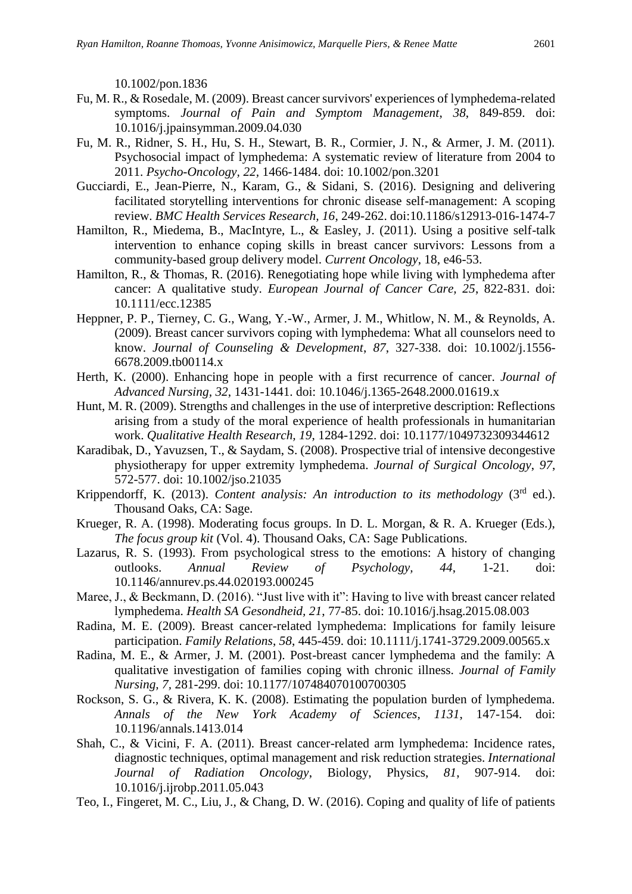10.1002/pon.1836

Fu, M. R., & Rosedale, M. (2009). Breast cancer survivors' experiences of lymphedema-related symptoms. *Journal of Pain and Symptom Management*, *38*, 849-859. doi: 10.1016/j.jpainsymman.2009.04.030

Fu, M. R., Ridner, S. H., Hu, S. H., Stewart, B. R., Cormier, J. N., & Armer, J. M. (2011). Psychosocial impact of lymphedema: A systematic review of literature from 2004 to 2011. *Psycho-Oncology, 22*, 1466-1484. doi: 10.1002/pon.3201

Gucciardi, E., Jean-Pierre, N., Karam, G., & Sidani, S. (2016). Designing and delivering facilitated storytelling interventions for chronic disease self-management: A scoping review. *BMC Health Services Research, 16*, 249-262. doi:10.1186/s12913-016-1474-7

Hamilton, R., Miedema, B., MacIntyre, L., & Easley, J. (2011). Using a positive self-talk intervention to enhance coping skills in breast cancer survivors: Lessons from a community-based group delivery model. *Current Oncology*, 18, e46-53.

Hamilton, R., & Thomas, R. (2016). Renegotiating hope while living with lymphedema after cancer: A qualitative study. *European Journal of Cancer Care, 25*, 822-831. doi: 10.1111/ecc.12385

Heppner, P. P., Tierney, C. G., Wang, Y.-W., Armer, J. M., Whitlow, N. M., & Reynolds, A. (2009). Breast cancer survivors coping with lymphedema: What all counselors need to know. *Journal of Counseling & Development*, *87*, 327-338. doi: 10.1002/j.1556-6678.2009.tb00114.x

Herth, K. (2000). Enhancing hope in people with a first recurrence of cancer. *Journal of Advanced Nursing, 32*, 1431-1441. doi: 10.1046/j.1365-2648.2000.01619.x

Hunt, M. R. (2009). Strengths and challenges in the use of interpretive description: Reflections arising from a study of the moral experience of health professionals in humanitarian work. *Qualitative Health Research, 19*, 1284-1292. doi: 10.1177/1049732309344612

Karadibak, D., Yavuzsen, T., & Saydam, S. (2008). Prospective trial of intensive decongestive physiotherapy for upper extremity lymphedema. *Journal of Surgical Oncology*, *97*, 572-577. doi: 10.1002/jso.21035

Krippendorff, K. (2013). *Content analysis: An introduction to its methodology* (3rd ed.). Thousand Oaks, CA: Sage.

Krueger, R. A. (1998). Moderating focus groups. In D. L. Morgan, & R. A. Krueger (Eds.), *The focus group kit* (Vol. 4). Thousand Oaks, CA: Sage Publications.

Lazarus, R. S. (1993). From psychological stress to the emotions: A history of changing outlooks. *Annual Review of Psychology, 44*, 1-21. doi: 10.1146/annurev.ps.44.020193.000245

Maree, J., & Beckmann, D. (2016). "Just live with it": Having to live with breast cancer related lymphedema. *Health SA Gesondheid, 21*, 77-85. doi: 10.1016/j.hsag.2015.08.003

Radina, M. E. (2009). Breast cancer-related lymphedema: Implications for family leisure participation. *Family Relations*, *58*, 445-459. doi: 10.1111/j.1741-3729.2009.00565.x

Radina, M. E., & Armer, J. M. (2001). Post-breast cancer lymphedema and the family: A qualitative investigation of families coping with chronic illness. *Journal of Family Nursing*, *7*, 281-299. doi: 10.1177/107484070100700305

Rockson, S. G., & Rivera, K. K. (2008). Estimating the population burden of lymphedema. *Annals of the New York Academy of Sciences*, *1131*, 147-154. doi: 10.1196/annals.1413.014

Shah, C., & Vicini, F. A. (2011). Breast cancer-related arm lymphedema: Incidence rates, diagnostic techniques, optimal management and risk reduction strategies. *International Journal of Radiation Oncology*, Biology, Physics, *81*, 907-914. doi: 10.1016/j.ijrobp.2011.05.043

Teo, I., Fingeret, M. C., Liu, J., & Chang, D. W. (2016). Coping and quality of life of patients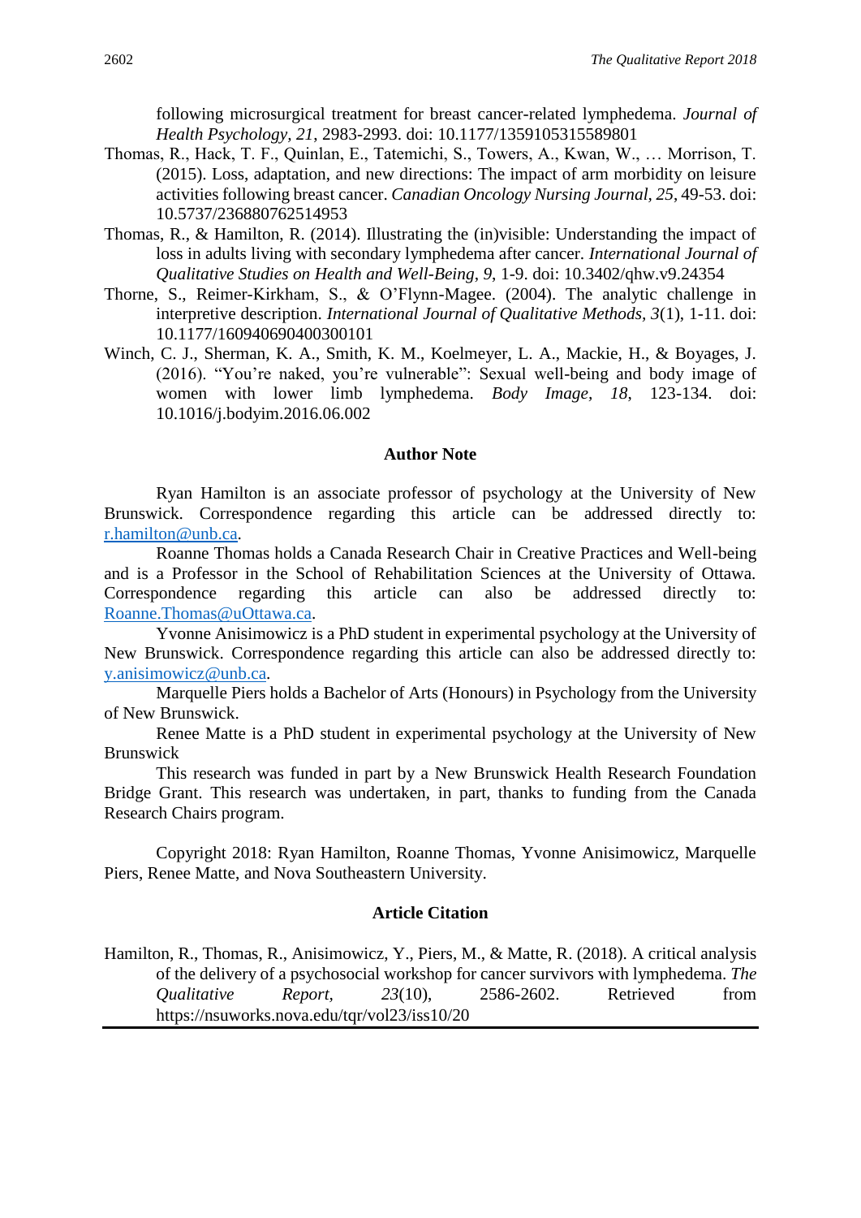following microsurgical treatment for breast cancer-related lymphedema. *Journal of Health Psychology, 21*, 2983-2993. doi: 10.1177/1359105315589801

Thomas, R., Hack, T. F., Quinlan, E., Tatemichi, S., Towers, A., Kwan, W., … Morrison, T. (2015). Loss, adaptation, and new directions: The impact of arm morbidity on leisure activities following breast cancer. *Canadian Oncology Nursing Journal, 25*, 49-53. doi: 10.5737/236880762514953

Thomas, R., & Hamilton, R. (2014). Illustrating the (in)visible: Understanding the impact of loss in adults living with secondary lymphedema after cancer. *International Journal of Qualitative Studies on Health and Well-Being, 9*, 1-9. doi: 10.3402/qhw.v9.24354

Thorne, S., Reimer-Kirkham, S., & O'Flynn-Magee. (2004). The analytic challenge in interpretive description. *International Journal of Qualitative Methods, 3*(1), 1-11. doi: 10.1177/160940690400300101

Winch, C. J., Sherman, K. A., Smith, K. M., Koelmeyer, L. A., Mackie, H., & Boyages, J. (2016). "You're naked, you're vulnerable": Sexual well-being and body image of women with lower limb lymphedema. *Body Image, 18*, 123-134. doi: 10.1016/j.bodyim.2016.06.002

## Author Note

Ryan Hamilton is an associate professor of psychology at the University of New Brunswick. Correspondence regarding this article can be addressed directly to: r.hamilton@unb.ca.

Roanne Thomas holds a Canada Research Chair in Creative Practices and Well-being and is a Professor in the School of Rehabilitation Sciences at the University of Ottawa. Correspondence regarding this article can also be addressed directly to: Roanne.Thomas@uOttawa.ca.

Yvonne Anisimowicz is a PhD student in experimental psychology at the University of New Brunswick. Correspondence regarding this article can also be addressed directly to: y.anisimowicz@unb.ca.

Marquelle Piers holds a Bachelor of Arts (Honours) in Psychology from the University of New Brunswick.

Renee Matte is a PhD student in experimental psychology at the University of New Brunswick

This research was funded in part by a New Brunswick Health Research Foundation Bridge Grant. This research was undertaken, in part, thanks to funding from the Canada Research Chairs program.

Copyright 2018: Ryan Hamilton, Roanne Thomas, Yvonne Anisimowicz, Marquelle Piers, Renee Matte, and Nova Southeastern University.

## Article Citation

Hamilton, R., Thomas, R., Anisimowicz, Y., Piers, M., & Matte, R. (2018). A critical analysis of the delivery of a psychosocial workshop for cancer survivors with lymphedema. *The Qualitative Report, 23*(10), 2586-2602. Retrieved from https://nsuworks.nova.edu/tqr/vol23/iss10/20